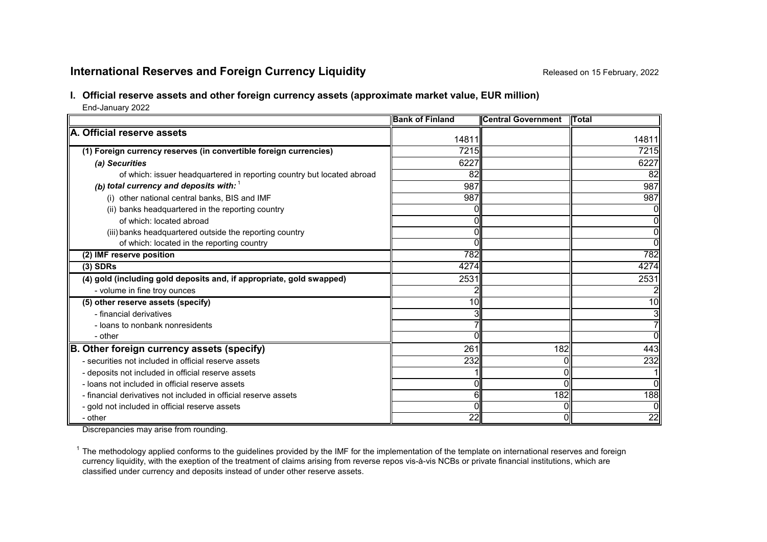# International Reserves and Foreign Currency Liquidity

Released on 15 February, 2022

## I. Official reserve assets and other foreign currency assets (approximate market value, EUR million)

End-January 2022

| | Bank of Finland | Central Government | Total |
|---|---|---|---|
| **A. Official reserve assets** | 14811 | | 14811 |
| **(1) Foreign currency reserves (in convertible foreign currencies)** | 7215 | | 7215 |
| ***(a) Securities*** | 6227 | | 6227 |
| of which: issuer headquartered in reporting country but located abroad | 82 | | 82 |
| ***(b) total currency and deposits with:*** [1] | 987 | | 987 |
| (i) other national central banks, BIS and IMF | 987 | | 987 |
| (ii) banks headquartered in the reporting country | 0 | | 0 |
| of which: located abroad | 0 | | 0 |
| (iii) banks headquartered outside the reporting country | 0 | | 0 |
| of which: located in the reporting country | 0 | | 0 |
| **(2) IMF reserve position** | 782 | | 782 |
| **(3) SDRs** | 4274 | | 4274 |
| **(4) gold (including gold deposits and, if appropriate, gold swapped)** | 2531 | | 2531 |
| - volume in fine troy ounces | 2 | | 2 |
| **(5) other reserve assets (specify)** | 10 | | 10 |
| - financial derivatives | 3 | | 3 |
| - loans to nonbank nonresidents | 7 | | 7 |
| - other | 0 | | 0 |
| **B. Other foreign currency assets (specify)** | 261 | 182 | 443 |
| - securities not included in official reserve assets | 232 | 0 | 232 |
| - deposits not included in official reserve assets | 1 | 0 | 1 |
| - loans not included in official reserve assets | 0 | 0 | 0 |
| - financial derivatives not included in official reserve assets | 6 | 182 | 188 |
| - gold not included in official reserve assets | 0 | 0 | 0 |
| - other | 22 | 0 | 22 |

Discrepancies may arise from rounding.

[1] The methodology applied conforms to the guidelines provided by the IMF for the implementation of the template on international reserves and foreign currency liquidity, with the exeption of the treatment of claims arising from reverse repos vis-à-vis NCBs or private financial institutions, which are classified under currency and deposits instead of under other reserve assets.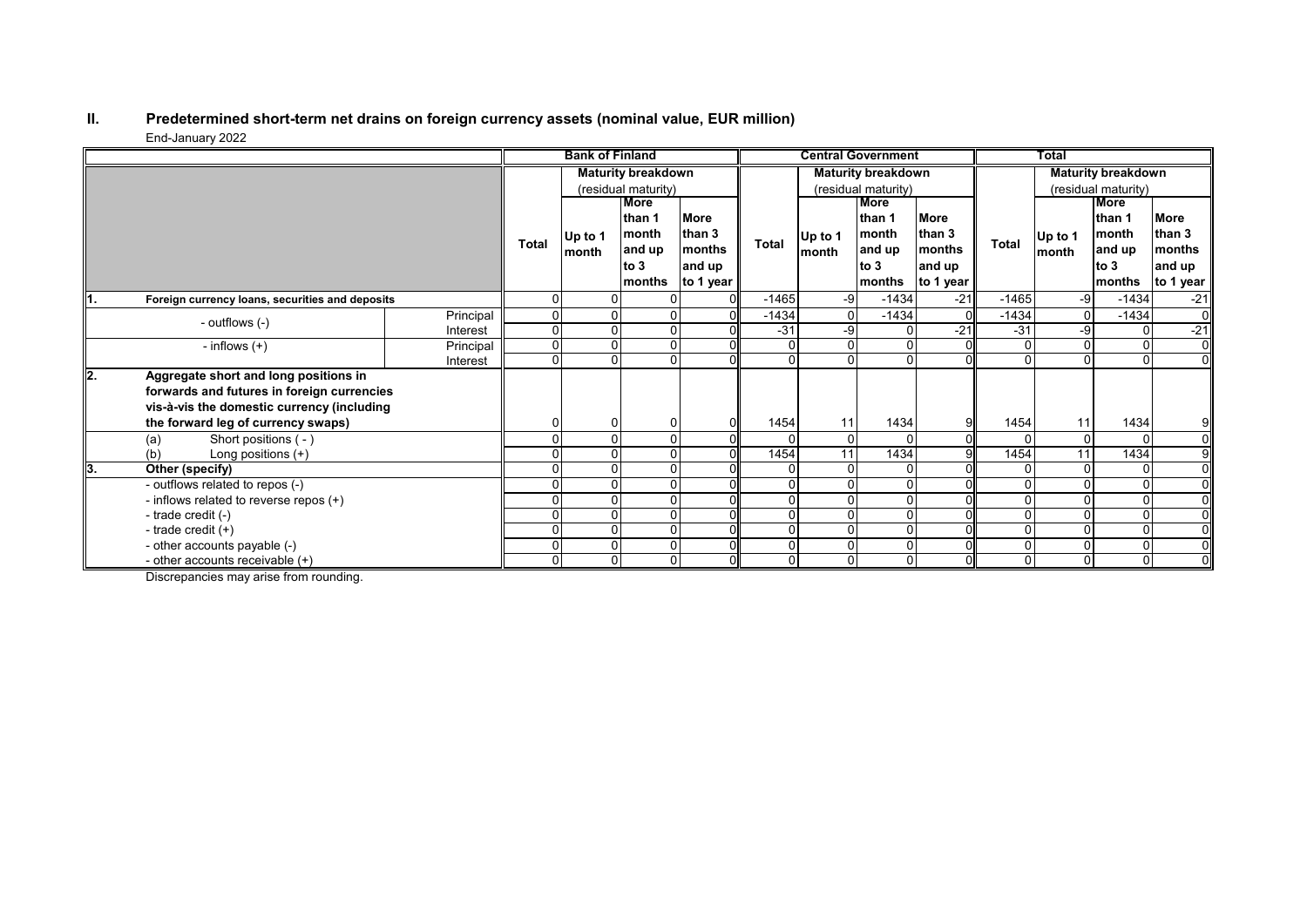## II. Predetermined short-term net drains on foreign currency assets (nominal value, EUR million)

End-January 2022

| | | Bank of Finland | | | | Central Government | | | | Total | | | |
|---|---|---|---|---|---|---|---|---|---|---|---|---|---|
| | | | Maturity breakdown (residual maturity) | | | | Maturity breakdown (residual maturity) | | | | Maturity breakdown (residual maturity) | | |
| | | Total | Up to 1 month | More than 1 month and up to 3 months | More than 3 months and up to 1 year | Total | Up to 1 month | More than 1 month and up to 3 months | More than 3 months and up to 1 year | Total | Up to 1 month | More than 1 month and up to 3 months | More than 3 months and up to 1 year |
| **1. Foreign currency loans, securities and deposits** | | 0 | 0 | 0 | 0 | -1465 | -9 | -1434 | -21 | -1465 | -9 | -1434 | -21 |
| - outflows (-) | Principal | 0 | 0 | 0 | 0 | -1434 | 0 | -1434 | 0 | -1434 | 0 | -1434 | 0 |
| | Interest | 0 | 0 | 0 | 0 | -31 | -9 | 0 | -21 | -31 | -9 | 0 | -21 |
| - inflows (+) | Principal | 0 | 0 | 0 | 0 | 0 | 0 | 0 | 0 | 0 | 0 | 0 | 0 |
| | Interest | 0 | 0 | 0 | 0 | 0 | 0 | 0 | 0 | 0 | 0 | 0 | 0 |
| **2. Aggregate short and long positions in forwards and futures in foreign currencies vis-à-vis the domestic currency (including the forward leg of currency swaps)** | | 0 | 0 | 0 | 0 | 1454 | 11 | 1434 | 9 | 1454 | 11 | 1434 | 9 |
| (a) Short positions ( - ) | | 0 | 0 | 0 | 0 | 0 | 0 | 0 | 0 | 0 | 0 | 0 | 0 |
| (b) Long positions (+) | | 0 | 0 | 0 | 0 | 1454 | 11 | 1434 | 9 | 1454 | 11 | 1434 | 9 |
| **3. Other (specify)** | | 0 | 0 | 0 | 0 | 0 | 0 | 0 | 0 | 0 | 0 | 0 | 0 |
| - outflows related to repos (-) | | 0 | 0 | 0 | 0 | 0 | 0 | 0 | 0 | 0 | 0 | 0 | 0 |
| - inflows related to reverse repos (+) | | 0 | 0 | 0 | 0 | 0 | 0 | 0 | 0 | 0 | 0 | 0 | 0 |
| - trade credit (-) | | 0 | 0 | 0 | 0 | 0 | 0 | 0 | 0 | 0 | 0 | 0 | 0 |
| - trade credit (+) | | 0 | 0 | 0 | 0 | 0 | 0 | 0 | 0 | 0 | 0 | 0 | 0 |
| - other accounts payable (-) | | 0 | 0 | 0 | 0 | 0 | 0 | 0 | 0 | 0 | 0 | 0 | 0 |
| - other accounts receivable (+) | | 0 | 0 | 0 | 0 | 0 | 0 | 0 | 0 | 0 | 0 | 0 | 0 |

Discrepancies may arise from rounding.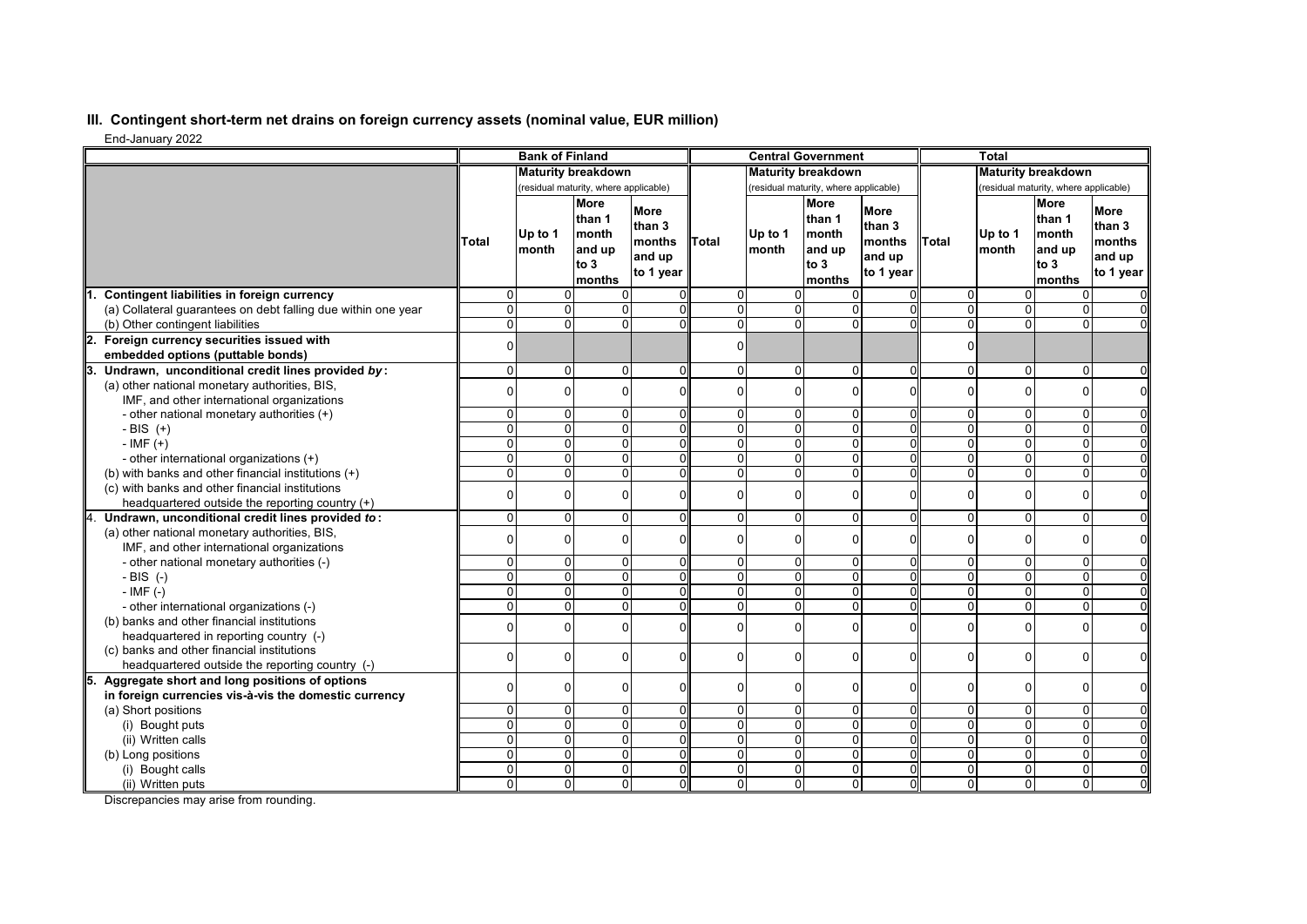## III. Contingent short-term net drains on foreign currency assets (nominal value, EUR million)

End-January 2022

| | Bank of Finland | | | | Central Government | | | | Total | | | |
|---|---|---|---|---|---|---|---|---|---|---|---|---|
| | | Maturity breakdown (residual maturity, where applicable) | | | | Maturity breakdown (residual maturity, where applicable) | | | | Maturity breakdown (residual maturity, where applicable) | | |
| | Total | Up to 1 month | More than 1 month and up to 3 months | More than 3 months and up to 1 year | Total | Up to 1 month | More than 1 month and up to 3 months | More than 3 months and up to 1 year | Total | Up to 1 month | More than 1 month and up to 3 months | More than 3 months and up to 1 year |
| **1. Contingent liabilities in foreign currency** | 0 | 0 | 0 | 0 | 0 | 0 | 0 | 0 | 0 | 0 | 0 | 0 |
| (a) Collateral guarantees on debt falling due within one year | 0 | 0 | 0 | 0 | 0 | 0 | 0 | 0 | 0 | 0 | 0 | 0 |
| (b) Other contingent liabilities | 0 | 0 | 0 | 0 | 0 | 0 | 0 | 0 | 0 | 0 | 0 | 0 |
| **2. Foreign currency securities issued with embedded options (puttable bonds)** | 0 | | | | 0 | | | | 0 | | | |
| **3. Undrawn, unconditional credit lines provided *by*:** | 0 | 0 | 0 | 0 | 0 | 0 | 0 | 0 | 0 | 0 | 0 | 0 |
| (a) other national monetary authorities, BIS, IMF, and other international organizations | 0 | 0 | 0 | 0 | 0 | 0 | 0 | 0 | 0 | 0 | 0 | 0 |
| - other national monetary authorities (+) | 0 | 0 | 0 | 0 | 0 | 0 | 0 | 0 | 0 | 0 | 0 | 0 |
| - BIS (+) | 0 | 0 | 0 | 0 | 0 | 0 | 0 | 0 | 0 | 0 | 0 | 0 |
| - IMF (+) | 0 | 0 | 0 | 0 | 0 | 0 | 0 | 0 | 0 | 0 | 0 | 0 |
| - other international organizations (+) | 0 | 0 | 0 | 0 | 0 | 0 | 0 | 0 | 0 | 0 | 0 | 0 |
| (b) with banks and other financial institutions (+) | 0 | 0 | 0 | 0 | 0 | 0 | 0 | 0 | 0 | 0 | 0 | 0 |
| (c) with banks and other financial institutions headquartered outside the reporting country (+) | 0 | 0 | 0 | 0 | 0 | 0 | 0 | 0 | 0 | 0 | 0 | 0 |
| **4. Undrawn, unconditional credit lines provided *to*:** | 0 | 0 | 0 | 0 | 0 | 0 | 0 | 0 | 0 | 0 | 0 | 0 |
| (a) other national monetary authorities, BIS, IMF, and other international organizations | 0 | 0 | 0 | 0 | 0 | 0 | 0 | 0 | 0 | 0 | 0 | 0 |
| - other national monetary authorities (-) | 0 | 0 | 0 | 0 | 0 | 0 | 0 | 0 | 0 | 0 | 0 | 0 |
| - BIS (-) | 0 | 0 | 0 | 0 | 0 | 0 | 0 | 0 | 0 | 0 | 0 | 0 |
| - IMF (-) | 0 | 0 | 0 | 0 | 0 | 0 | 0 | 0 | 0 | 0 | 0 | 0 |
| - other international organizations (-) | 0 | 0 | 0 | 0 | 0 | 0 | 0 | 0 | 0 | 0 | 0 | 0 |
| (b) banks and other financial institutions headquartered in reporting country (-) | 0 | 0 | 0 | 0 | 0 | 0 | 0 | 0 | 0 | 0 | 0 | 0 |
| (c) banks and other financial institutions headquartered outside the reporting country (-) | 0 | 0 | 0 | 0 | 0 | 0 | 0 | 0 | 0 | 0 | 0 | 0 |
| **5. Aggregate short and long positions of options in foreign currencies vis-à-vis the domestic currency** | 0 | 0 | 0 | 0 | 0 | 0 | 0 | 0 | 0 | 0 | 0 | 0 |
| (a) Short positions | 0 | 0 | 0 | 0 | 0 | 0 | 0 | 0 | 0 | 0 | 0 | 0 |
| (i) Bought puts | 0 | 0 | 0 | 0 | 0 | 0 | 0 | 0 | 0 | 0 | 0 | 0 |
| (ii) Written calls | 0 | 0 | 0 | 0 | 0 | 0 | 0 | 0 | 0 | 0 | 0 | 0 |
| (b) Long positions | 0 | 0 | 0 | 0 | 0 | 0 | 0 | 0 | 0 | 0 | 0 | 0 |
| (i) Bought calls | 0 | 0 | 0 | 0 | 0 | 0 | 0 | 0 | 0 | 0 | 0 | 0 |
| (ii) Written puts | 0 | 0 | 0 | 0 | 0 | 0 | 0 | 0 | 0 | 0 | 0 | 0 |

Discrepancies may arise from rounding.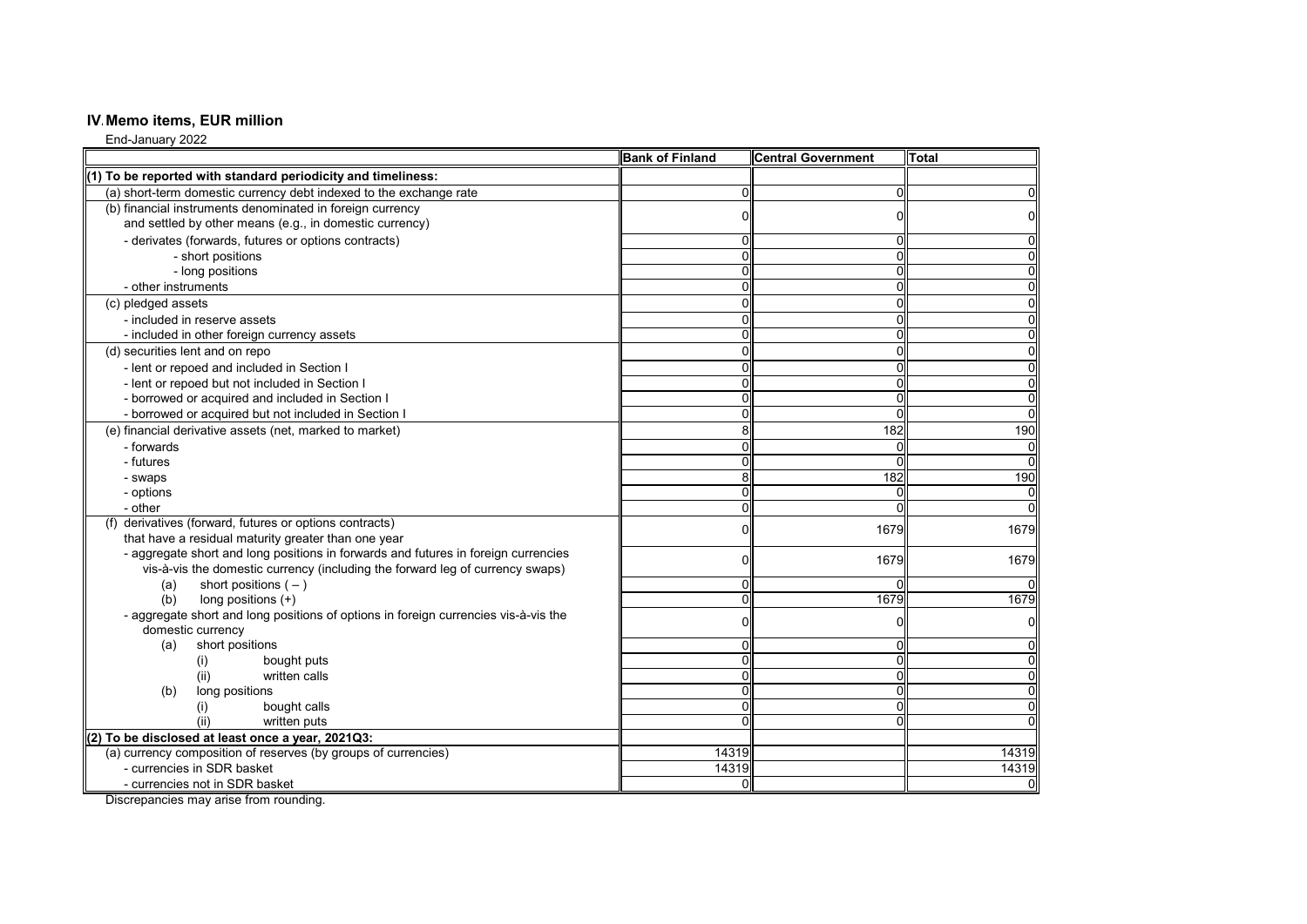## IV. Memo items, EUR million

End-January 2022

| | Bank of Finland | Central Government | Total |
|---|---|---|---|
| **(1) To be reported with standard periodicity and timeliness:** | | | |
| (a) short-term domestic currency debt indexed to the exchange rate | 0 | 0 | 0 |
| (b) financial instruments denominated in foreign currency and settled by other means (e.g., in domestic currency) | 0 | 0 | 0 |
| - derivates (forwards, futures or options contracts) | 0 | 0 | 0 |
| - short positions | 0 | 0 | 0 |
| - long positions | 0 | 0 | 0 |
| - other instruments | 0 | 0 | 0 |
| (c) pledged assets | 0 | 0 | 0 |
| - included in reserve assets | 0 | 0 | 0 |
| - included in other foreign currency assets | 0 | 0 | 0 |
| (d) securities lent and on repo | 0 | 0 | 0 |
| - lent or repoed and included in Section I | 0 | 0 | 0 |
| - lent or repoed but not included in Section I | 0 | 0 | 0 |
| - borrowed or acquired and included in Section I | 0 | 0 | 0 |
| - borrowed or acquired but not included in Section I | 0 | 0 | 0 |
| (e) financial derivative assets (net, marked to market) | 8 | 182 | 190 |
| - forwards | 0 | 0 | 0 |
| - futures | 0 | 0 | 0 |
| - swaps | 8 | 182 | 190 |
| - options | 0 | 0 | 0 |
| - other | 0 | 0 | 0 |
| (f) derivatives (forward, futures or options contracts) that have a residual maturity greater than one year | 0 | 1679 | 1679 |
| - aggregate short and long positions in forwards and futures in foreign currencies vis-à-vis the domestic currency (including the forward leg of currency swaps) | 0 | 1679 | 1679 |
| (a) short positions ( – ) | 0 | 0 | 0 |
| (b) long positions (+) | 0 | 1679 | 1679 |
| - aggregate short and long positions of options in foreign currencies vis-à-vis the domestic currency | 0 | 0 | 0 |
| (a) short positions | 0 | 0 | 0 |
| (i) bought puts | 0 | 0 | 0 |
| (ii) written calls | 0 | 0 | 0 |
| (b) long positions | 0 | 0 | 0 |
| (i) bought calls | 0 | 0 | 0 |
| (ii) written puts | 0 | 0 | 0 |
| **(2) To be disclosed at least once a year, 2021Q3:** | | | |
| (a) currency composition of reserves (by groups of currencies) | 14319 | | 14319 |
| - currencies in SDR basket | 14319 | | 14319 |
| - currencies not in SDR basket | 0 | | 0 |

Discrepancies may arise from rounding.